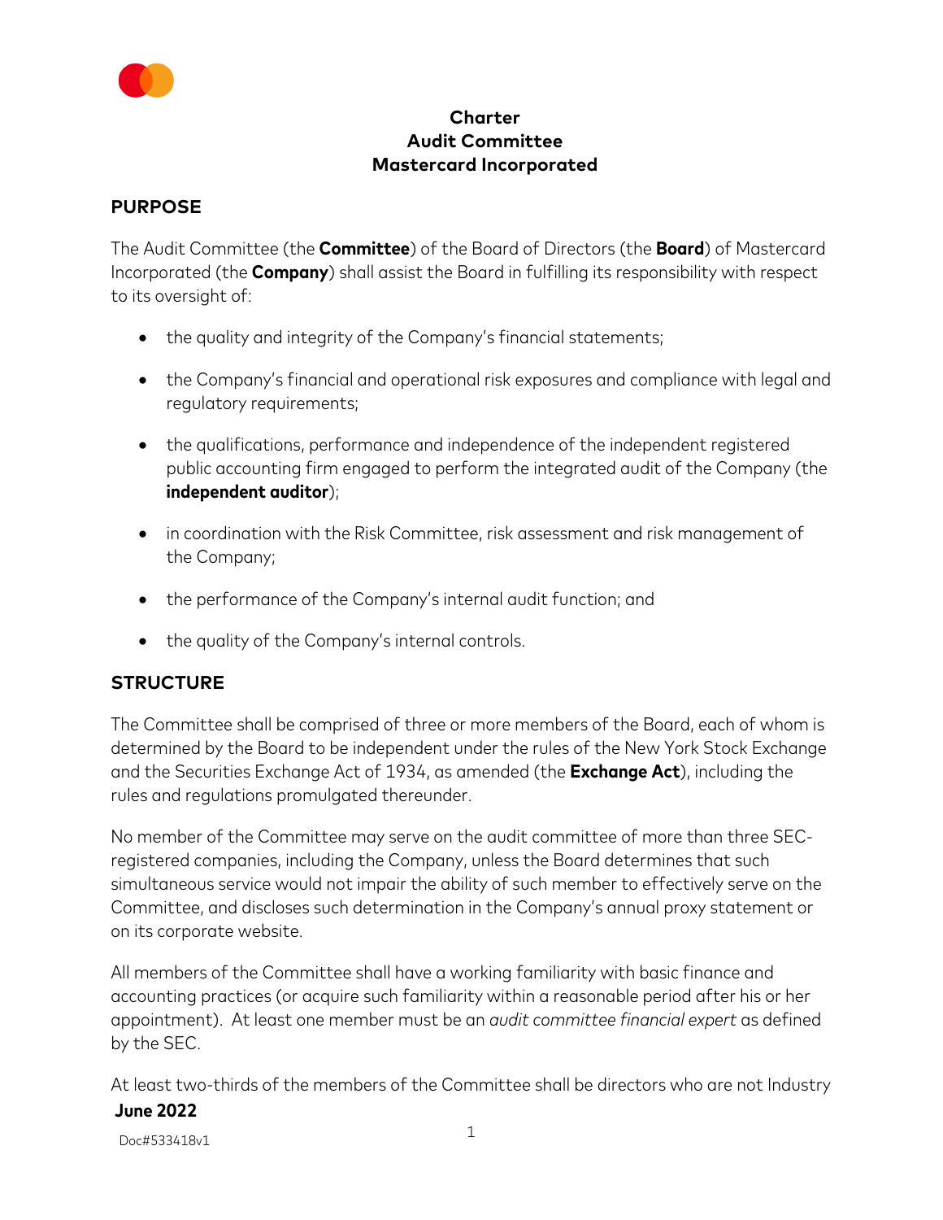# Charter
# Audit Committee
# Mastercard Incorporated

## PURPOSE

The Audit Committee (the **Committee**) of the Board of Directors (the **Board**) of Mastercard Incorporated (the **Company**) shall assist the Board in fulfilling its responsibility with respect to its oversight of:

- the quality and integrity of the Company's financial statements;
- the Company's financial and operational risk exposures and compliance with legal and regulatory requirements;
- the qualifications, performance and independence of the independent registered public accounting firm engaged to perform the integrated audit of the Company (the **independent auditor**);
- in coordination with the Risk Committee, risk assessment and risk management of the Company;
- the performance of the Company's internal audit function; and
- the quality of the Company's internal controls.

## STRUCTURE

The Committee shall be comprised of three or more members of the Board, each of whom is determined by the Board to be independent under the rules of the New York Stock Exchange and the Securities Exchange Act of 1934, as amended (the **Exchange Act**), including the rules and regulations promulgated thereunder.

No member of the Committee may serve on the audit committee of more than three SEC-registered companies, including the Company, unless the Board determines that such simultaneous service would not impair the ability of such member to effectively serve on the Committee, and discloses such determination in the Company's annual proxy statement or on its corporate website.

All members of the Committee shall have a working familiarity with basic finance and accounting practices (or acquire such familiarity within a reasonable period after his or her appointment). At least one member must be an *audit committee financial expert* as defined by the SEC.

At least two-thirds of the members of the Committee shall be directors who are not Industry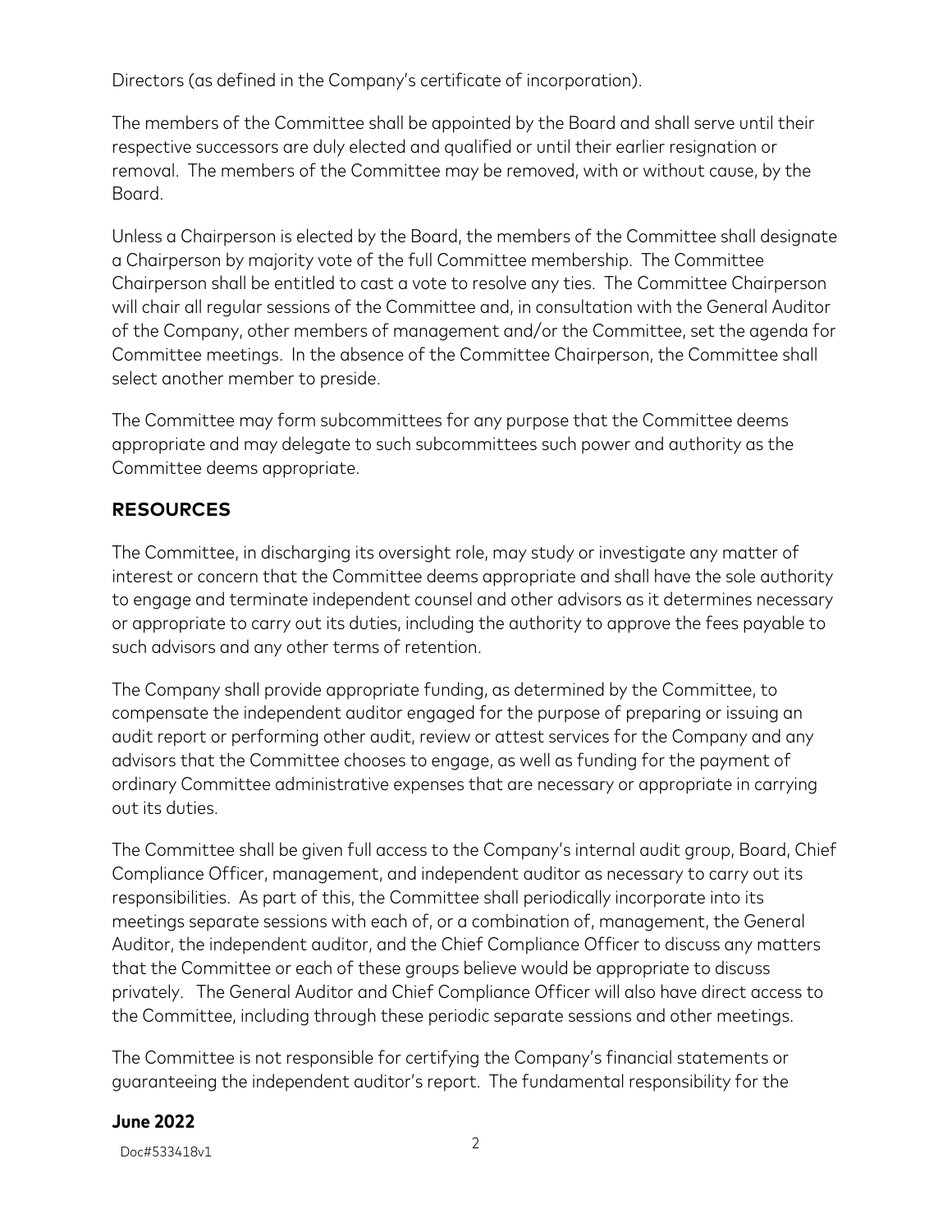Directors (as defined in the Company's certificate of incorporation).

The members of the Committee shall be appointed by the Board and shall serve until their respective successors are duly elected and qualified or until their earlier resignation or removal. The members of the Committee may be removed, with or without cause, by the Board.

Unless a Chairperson is elected by the Board, the members of the Committee shall designate a Chairperson by majority vote of the full Committee membership. The Committee Chairperson shall be entitled to cast a vote to resolve any ties. The Committee Chairperson will chair all regular sessions of the Committee and, in consultation with the General Auditor of the Company, other members of management and/or the Committee, set the agenda for Committee meetings. In the absence of the Committee Chairperson, the Committee shall select another member to preside.

The Committee may form subcommittees for any purpose that the Committee deems appropriate and may delegate to such subcommittees such power and authority as the Committee deems appropriate.

## RESOURCES

The Committee, in discharging its oversight role, may study or investigate any matter of interest or concern that the Committee deems appropriate and shall have the sole authority to engage and terminate independent counsel and other advisors as it determines necessary or appropriate to carry out its duties, including the authority to approve the fees payable to such advisors and any other terms of retention.

The Company shall provide appropriate funding, as determined by the Committee, to compensate the independent auditor engaged for the purpose of preparing or issuing an audit report or performing other audit, review or attest services for the Company and any advisors that the Committee chooses to engage, as well as funding for the payment of ordinary Committee administrative expenses that are necessary or appropriate in carrying out its duties.

The Committee shall be given full access to the Company's internal audit group, Board, Chief Compliance Officer, management, and independent auditor as necessary to carry out its responsibilities. As part of this, the Committee shall periodically incorporate into its meetings separate sessions with each of, or a combination of, management, the General Auditor, the independent auditor, and the Chief Compliance Officer to discuss any matters that the Committee or each of these groups believe would be appropriate to discuss privately. The General Auditor and Chief Compliance Officer will also have direct access to the Committee, including through these periodic separate sessions and other meetings.

The Committee is not responsible for certifying the Company's financial statements or guaranteeing the independent auditor's report. The fundamental responsibility for the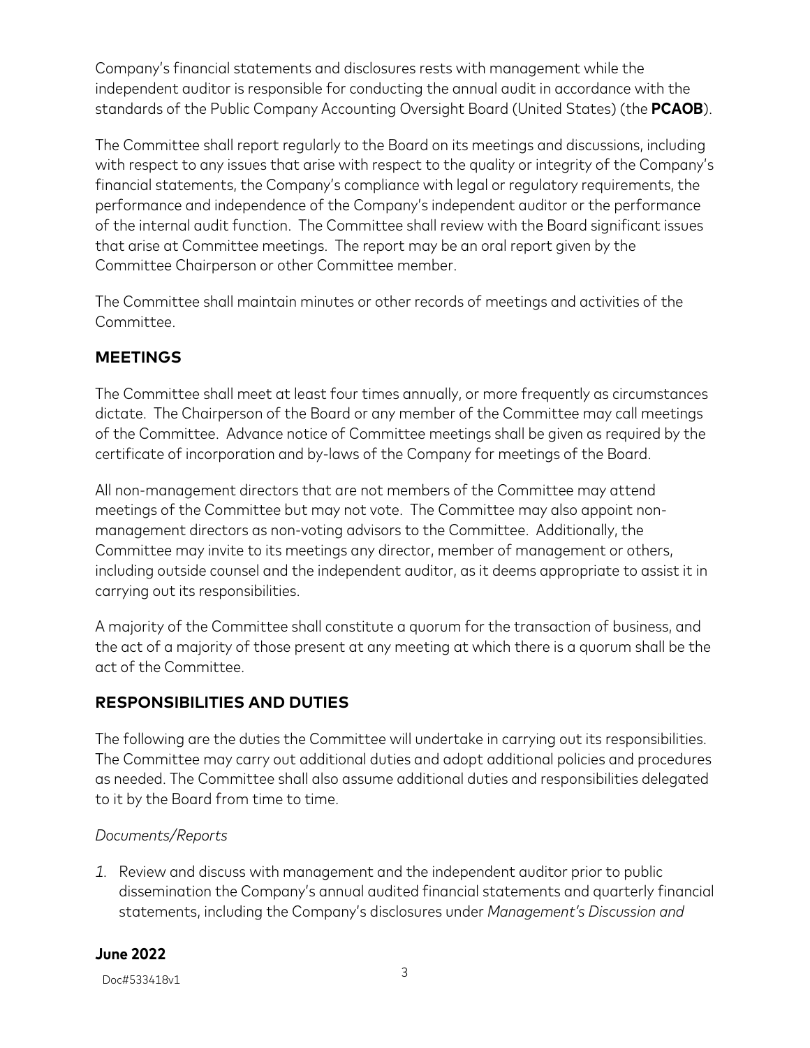Company's financial statements and disclosures rests with management while the independent auditor is responsible for conducting the annual audit in accordance with the standards of the Public Company Accounting Oversight Board (United States) (the **PCAOB**).

The Committee shall report regularly to the Board on its meetings and discussions, including with respect to any issues that arise with respect to the quality or integrity of the Company's financial statements, the Company's compliance with legal or regulatory requirements, the performance and independence of the Company's independent auditor or the performance of the internal audit function. The Committee shall review with the Board significant issues that arise at Committee meetings. The report may be an oral report given by the Committee Chairperson or other Committee member.

The Committee shall maintain minutes or other records of meetings and activities of the Committee.

## MEETINGS

The Committee shall meet at least four times annually, or more frequently as circumstances dictate. The Chairperson of the Board or any member of the Committee may call meetings of the Committee. Advance notice of Committee meetings shall be given as required by the certificate of incorporation and by-laws of the Company for meetings of the Board.

All non-management directors that are not members of the Committee may attend meetings of the Committee but may not vote. The Committee may also appoint non-management directors as non-voting advisors to the Committee. Additionally, the Committee may invite to its meetings any director, member of management or others, including outside counsel and the independent auditor, as it deems appropriate to assist it in carrying out its responsibilities.

A majority of the Committee shall constitute a quorum for the transaction of business, and the act of a majority of those present at any meeting at which there is a quorum shall be the act of the Committee.

## RESPONSIBILITIES AND DUTIES

The following are the duties the Committee will undertake in carrying out its responsibilities. The Committee may carry out additional duties and adopt additional policies and procedures as needed. The Committee shall also assume additional duties and responsibilities delegated to it by the Board from time to time.

*Documents/Reports*

1. Review and discuss with management and the independent auditor prior to public dissemination the Company's annual audited financial statements and quarterly financial statements, including the Company's disclosures under *Management's Discussion and*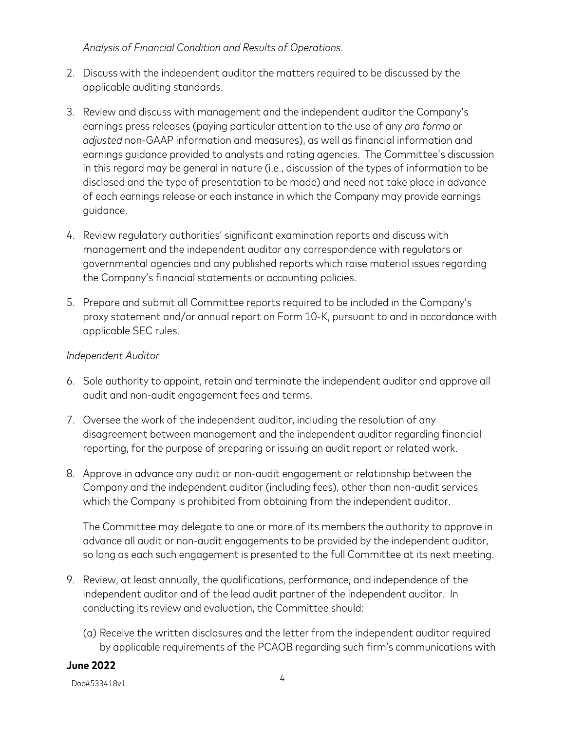*Analysis of Financial Condition and Results of Operations*.

2. Discuss with the independent auditor the matters required to be discussed by the applicable auditing standards.

3. Review and discuss with management and the independent auditor the Company's earnings press releases (paying particular attention to the use of any *pro forma* or *adjusted* non-GAAP information and measures), as well as financial information and earnings guidance provided to analysts and rating agencies. The Committee's discussion in this regard may be general in nature (i.e., discussion of the types of information to be disclosed and the type of presentation to be made) and need not take place in advance of each earnings release or each instance in which the Company may provide earnings guidance.

4. Review regulatory authorities' significant examination reports and discuss with management and the independent auditor any correspondence with regulators or governmental agencies and any published reports which raise material issues regarding the Company's financial statements or accounting policies.

5. Prepare and submit all Committee reports required to be included in the Company's proxy statement and/or annual report on Form 10-K, pursuant to and in accordance with applicable SEC rules.

*Independent Auditor*

6. Sole authority to appoint, retain and terminate the independent auditor and approve all audit and non-audit engagement fees and terms.

7. Oversee the work of the independent auditor, including the resolution of any disagreement between management and the independent auditor regarding financial reporting, for the purpose of preparing or issuing an audit report or related work.

8. Approve in advance any audit or non-audit engagement or relationship between the Company and the independent auditor (including fees), other than non-audit services which the Company is prohibited from obtaining from the independent auditor.

   The Committee may delegate to one or more of its members the authority to approve in advance all audit or non-audit engagements to be provided by the independent auditor, so long as each such engagement is presented to the full Committee at its next meeting.

9. Review, at least annually, the qualifications, performance, and independence of the independent auditor and of the lead audit partner of the independent auditor. In conducting its review and evaluation, the Committee should:

   (a) Receive the written disclosures and the letter from the independent auditor required by applicable requirements of the PCAOB regarding such firm's communications with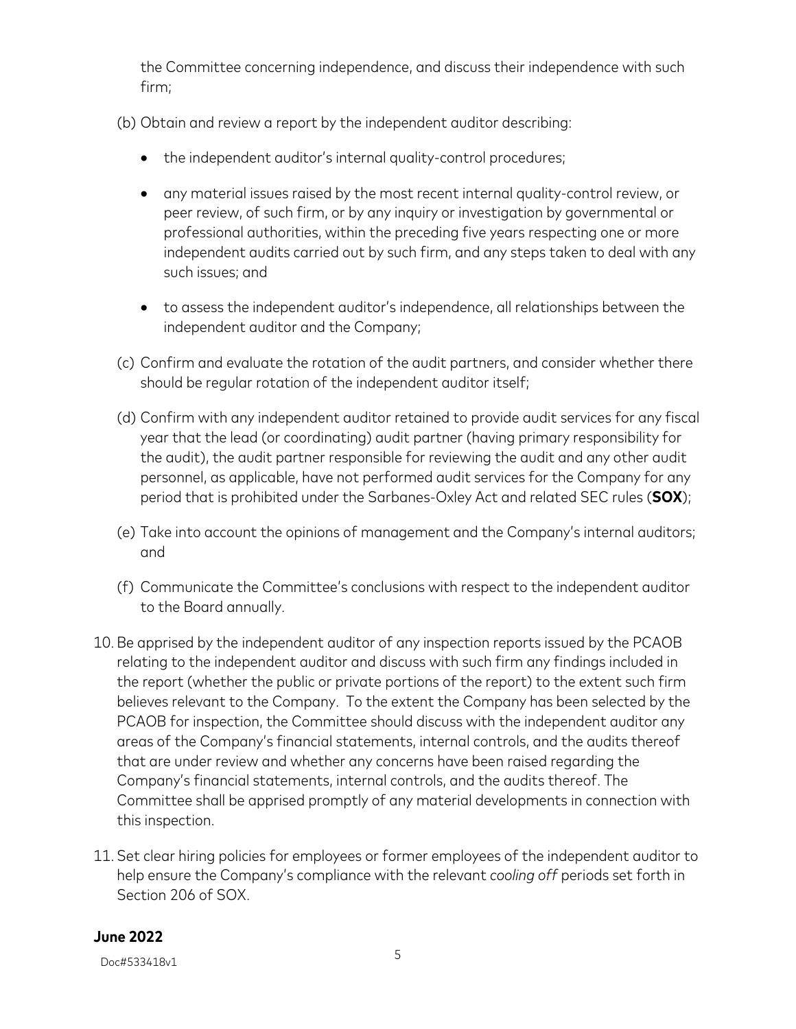the Committee concerning independence, and discuss their independence with such firm;

(b) Obtain and review a report by the independent auditor describing:

- the independent auditor's internal quality-control procedures;
- any material issues raised by the most recent internal quality-control review, or peer review, of such firm, or by any inquiry or investigation by governmental or professional authorities, within the preceding five years respecting one or more independent audits carried out by such firm, and any steps taken to deal with any such issues; and
- to assess the independent auditor's independence, all relationships between the independent auditor and the Company;

(c) Confirm and evaluate the rotation of the audit partners, and consider whether there should be regular rotation of the independent auditor itself;

(d) Confirm with any independent auditor retained to provide audit services for any fiscal year that the lead (or coordinating) audit partner (having primary responsibility for the audit), the audit partner responsible for reviewing the audit and any other audit personnel, as applicable, have not performed audit services for the Company for any period that is prohibited under the Sarbanes-Oxley Act and related SEC rules (**SOX**);

(e) Take into account the opinions of management and the Company's internal auditors; and

(f) Communicate the Committee's conclusions with respect to the independent auditor to the Board annually.

10. Be apprised by the independent auditor of any inspection reports issued by the PCAOB relating to the independent auditor and discuss with such firm any findings included in the report (whether the public or private portions of the report) to the extent such firm believes relevant to the Company. To the extent the Company has been selected by the PCAOB for inspection, the Committee should discuss with the independent auditor any areas of the Company's financial statements, internal controls, and the audits thereof that are under review and whether any concerns have been raised regarding the Company's financial statements, internal controls, and the audits thereof. The Committee shall be apprised promptly of any material developments in connection with this inspection.

11. Set clear hiring policies for employees or former employees of the independent auditor to help ensure the Company's compliance with the relevant *cooling off* periods set forth in Section 206 of SOX.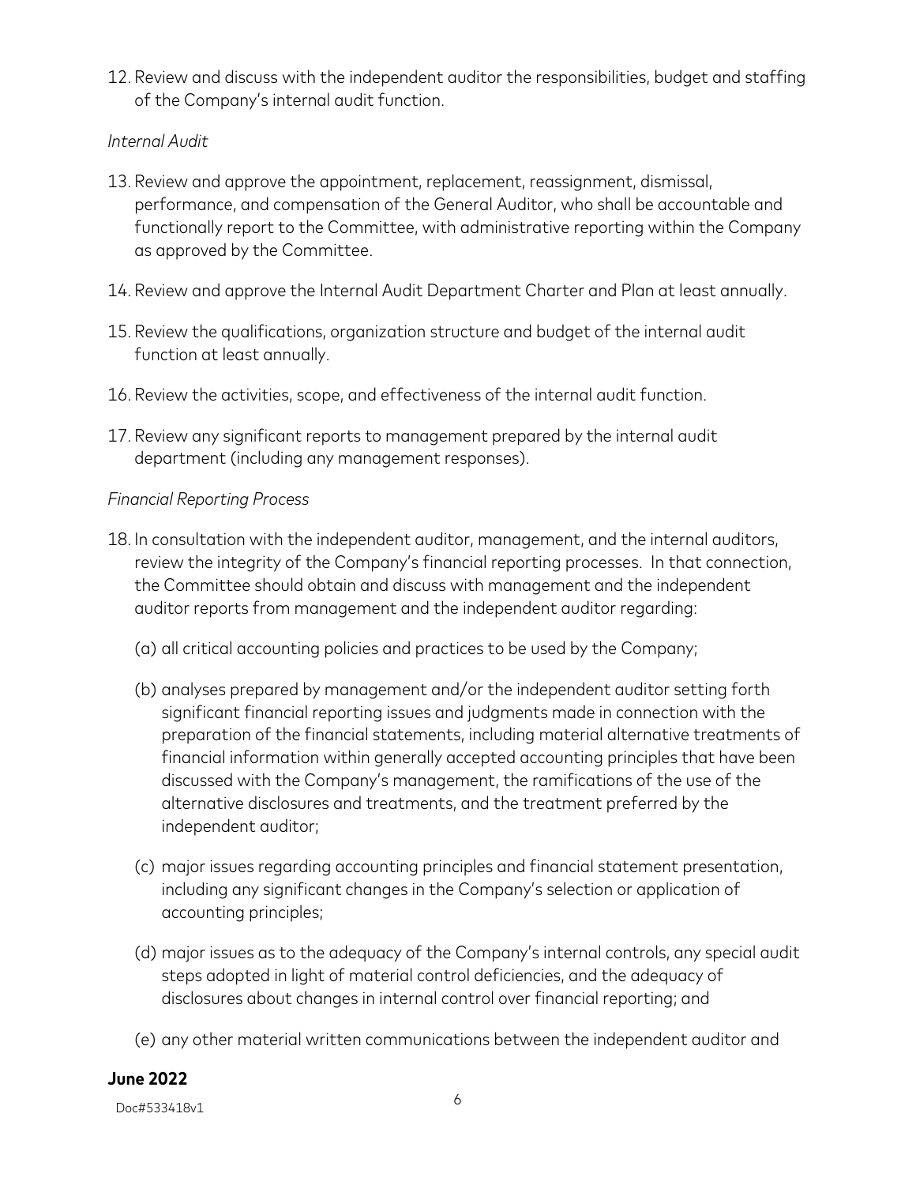12. Review and discuss with the independent auditor the responsibilities, budget and staffing of the Company's internal audit function.

*Internal Audit*

13. Review and approve the appointment, replacement, reassignment, dismissal, performance, and compensation of the General Auditor, who shall be accountable and functionally report to the Committee, with administrative reporting within the Company as approved by the Committee.

14. Review and approve the Internal Audit Department Charter and Plan at least annually.

15. Review the qualifications, organization structure and budget of the internal audit function at least annually.

16. Review the activities, scope, and effectiveness of the internal audit function.

17. Review any significant reports to management prepared by the internal audit department (including any management responses).

*Financial Reporting Process*

18. In consultation with the independent auditor, management, and the internal auditors, review the integrity of the Company's financial reporting processes. In that connection, the Committee should obtain and discuss with management and the independent auditor reports from management and the independent auditor regarding:

    (a) all critical accounting policies and practices to be used by the Company;

    (b) analyses prepared by management and/or the independent auditor setting forth significant financial reporting issues and judgments made in connection with the preparation of the financial statements, including material alternative treatments of financial information within generally accepted accounting principles that have been discussed with the Company's management, the ramifications of the use of the alternative disclosures and treatments, and the treatment preferred by the independent auditor;

    (c) major issues regarding accounting principles and financial statement presentation, including any significant changes in the Company's selection or application of accounting principles;

    (d) major issues as to the adequacy of the Company's internal controls, any special audit steps adopted in light of material control deficiencies, and the adequacy of disclosures about changes in internal control over financial reporting; and

    (e) any other material written communications between the independent auditor and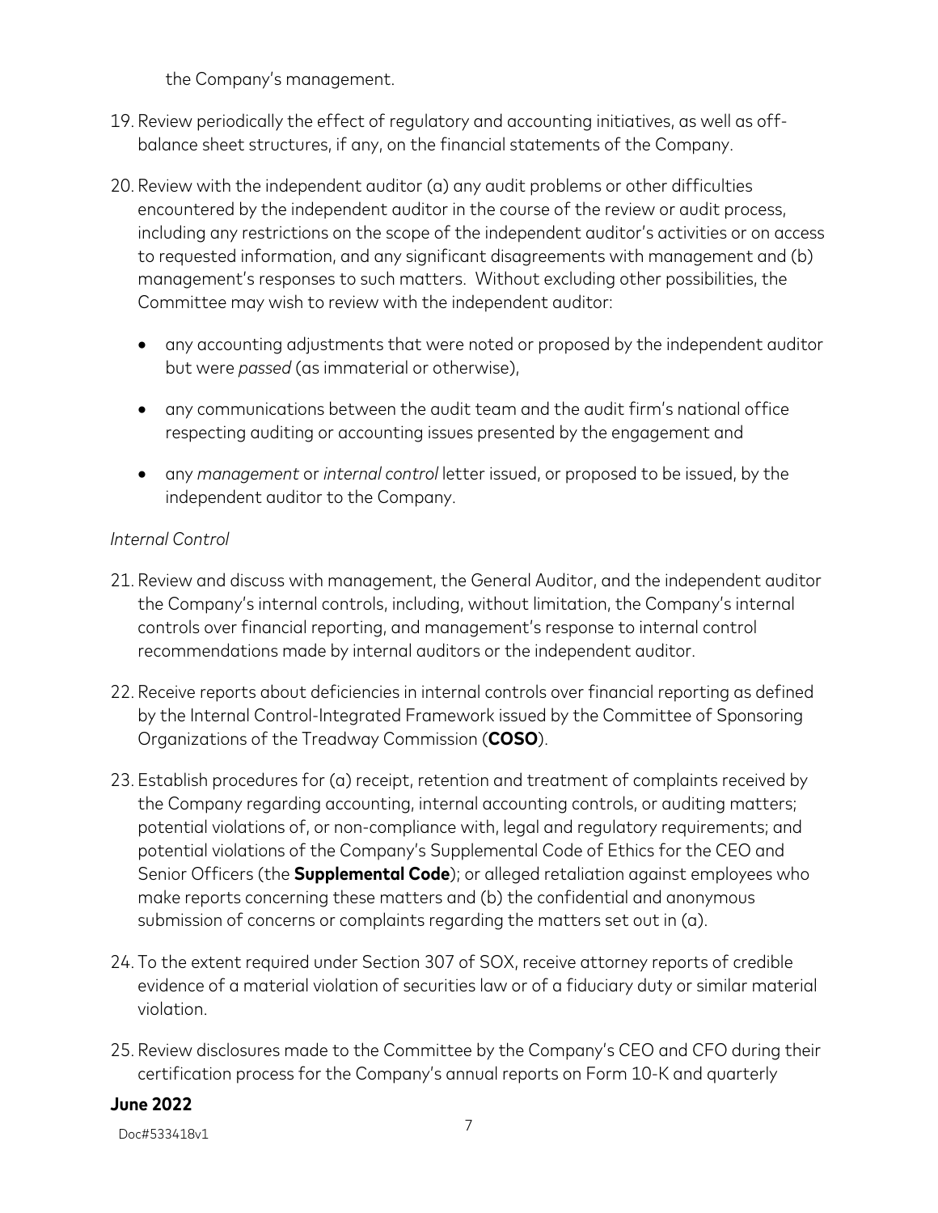the Company's management.

19. Review periodically the effect of regulatory and accounting initiatives, as well as off-balance sheet structures, if any, on the financial statements of the Company.

20. Review with the independent auditor (a) any audit problems or other difficulties encountered by the independent auditor in the course of the review or audit process, including any restrictions on the scope of the independent auditor's activities or on access to requested information, and any significant disagreements with management and (b) management's responses to such matters. Without excluding other possibilities, the Committee may wish to review with the independent auditor:

    - any accounting adjustments that were noted or proposed by the independent auditor but were *passed* (as immaterial or otherwise),
    - any communications between the audit team and the audit firm's national office respecting auditing or accounting issues presented by the engagement and
    - any *management* or *internal control* letter issued, or proposed to be issued, by the independent auditor to the Company.

*Internal Control*

21. Review and discuss with management, the General Auditor, and the independent auditor the Company's internal controls, including, without limitation, the Company's internal controls over financial reporting, and management's response to internal control recommendations made by internal auditors or the independent auditor.

22. Receive reports about deficiencies in internal controls over financial reporting as defined by the Internal Control-Integrated Framework issued by the Committee of Sponsoring Organizations of the Treadway Commission (**COSO**).

23. Establish procedures for (a) receipt, retention and treatment of complaints received by the Company regarding accounting, internal accounting controls, or auditing matters; potential violations of, or non-compliance with, legal and regulatory requirements; and potential violations of the Company's Supplemental Code of Ethics for the CEO and Senior Officers (the **Supplemental Code**); or alleged retaliation against employees who make reports concerning these matters and (b) the confidential and anonymous submission of concerns or complaints regarding the matters set out in (a).

24. To the extent required under Section 307 of SOX, receive attorney reports of credible evidence of a material violation of securities law or of a fiduciary duty or similar material violation.

25. Review disclosures made to the Committee by the Company's CEO and CFO during their certification process for the Company's annual reports on Form 10-K and quarterly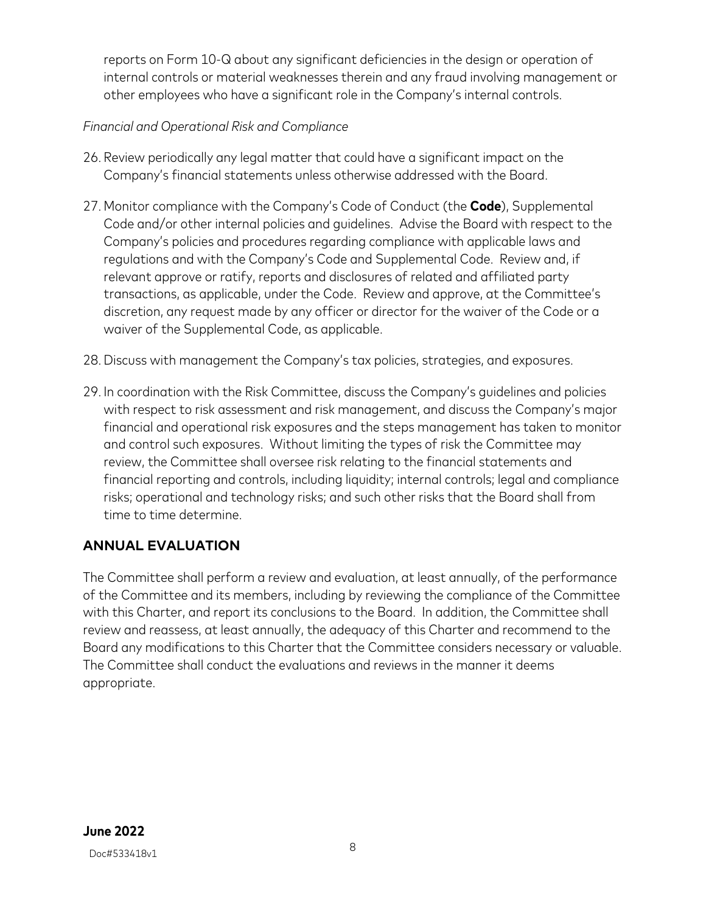reports on Form 10-Q about any significant deficiencies in the design or operation of internal controls or material weaknesses therein and any fraud involving management or other employees who have a significant role in the Company's internal controls.

*Financial and Operational Risk and Compliance*

26. Review periodically any legal matter that could have a significant impact on the Company's financial statements unless otherwise addressed with the Board.

27. Monitor compliance with the Company's Code of Conduct (the **Code**), Supplemental Code and/or other internal policies and guidelines. Advise the Board with respect to the Company's policies and procedures regarding compliance with applicable laws and regulations and with the Company's Code and Supplemental Code. Review and, if relevant approve or ratify, reports and disclosures of related and affiliated party transactions, as applicable, under the Code. Review and approve, at the Committee's discretion, any request made by any officer or director for the waiver of the Code or a waiver of the Supplemental Code, as applicable.

28. Discuss with management the Company's tax policies, strategies, and exposures.

29. In coordination with the Risk Committee, discuss the Company's guidelines and policies with respect to risk assessment and risk management, and discuss the Company's major financial and operational risk exposures and the steps management has taken to monitor and control such exposures. Without limiting the types of risk the Committee may review, the Committee shall oversee risk relating to the financial statements and financial reporting and controls, including liquidity; internal controls; legal and compliance risks; operational and technology risks; and such other risks that the Board shall from time to time determine.

## ANNUAL EVALUATION

The Committee shall perform a review and evaluation, at least annually, of the performance of the Committee and its members, including by reviewing the compliance of the Committee with this Charter, and report its conclusions to the Board. In addition, the Committee shall review and reassess, at least annually, the adequacy of this Charter and recommend to the Board any modifications to this Charter that the Committee considers necessary or valuable. The Committee shall conduct the evaluations and reviews in the manner it deems appropriate.

**June 2022**

Doc#533418v1